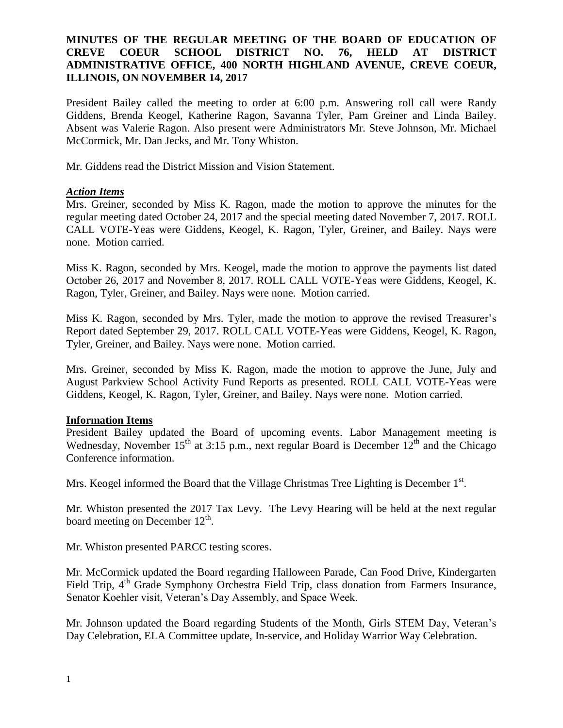**MINUTES OF THE REGULAR MEETING OF THE BOARD OF EDUCATION OF CREVE COEUR SCHOOL DISTRICT NO. 76, HELD AT DISTRICT ADMINISTRATIVE OFFICE, 400 NORTH HIGHLAND AVENUE, CREVE COEUR, ILLINOIS, ON NOVEMBER 14, 2017**

President Bailey called the meeting to order at 6:00 p.m. Answering roll call were Randy Giddens, Brenda Keogel, Katherine Ragon, Savanna Tyler, Pam Greiner and Linda Bailey. Absent was Valerie Ragon. Also present were Administrators Mr. Steve Johnson, Mr. Michael McCormick, Mr. Dan Jecks, and Mr. Tony Whiston.

Mr. Giddens read the District Mission and Vision Statement.

***Action Items***

Mrs. Greiner, seconded by Miss K. Ragon, made the motion to approve the minutes for the regular meeting dated October 24, 2017 and the special meeting dated November 7, 2017. ROLL CALL VOTE-Yeas were Giddens, Keogel, K. Ragon, Tyler, Greiner, and Bailey. Nays were none. Motion carried.

Miss K. Ragon, seconded by Mrs. Keogel, made the motion to approve the payments list dated October 26, 2017 and November 8, 2017. ROLL CALL VOTE-Yeas were Giddens, Keogel, K. Ragon, Tyler, Greiner, and Bailey. Nays were none. Motion carried.

Miss K. Ragon, seconded by Mrs. Tyler, made the motion to approve the revised Treasurer's Report dated September 29, 2017. ROLL CALL VOTE-Yeas were Giddens, Keogel, K. Ragon, Tyler, Greiner, and Bailey. Nays were none. Motion carried.

Mrs. Greiner, seconded by Miss K. Ragon, made the motion to approve the June, July and August Parkview School Activity Fund Reports as presented. ROLL CALL VOTE-Yeas were Giddens, Keogel, K. Ragon, Tyler, Greiner, and Bailey. Nays were none. Motion carried.

**Information Items**

President Bailey updated the Board of upcoming events. Labor Management meeting is Wednesday, November 15th at 3:15 p.m., next regular Board is December 12th and the Chicago Conference information.

Mrs. Keogel informed the Board that the Village Christmas Tree Lighting is December 1st.

Mr. Whiston presented the 2017 Tax Levy. The Levy Hearing will be held at the next regular board meeting on December 12th.

Mr. Whiston presented PARCC testing scores.

Mr. McCormick updated the Board regarding Halloween Parade, Can Food Drive, Kindergarten Field Trip, 4th Grade Symphony Orchestra Field Trip, class donation from Farmers Insurance, Senator Koehler visit, Veteran's Day Assembly, and Space Week.

Mr. Johnson updated the Board regarding Students of the Month, Girls STEM Day, Veteran's Day Celebration, ELA Committee update, In-service, and Holiday Warrior Way Celebration.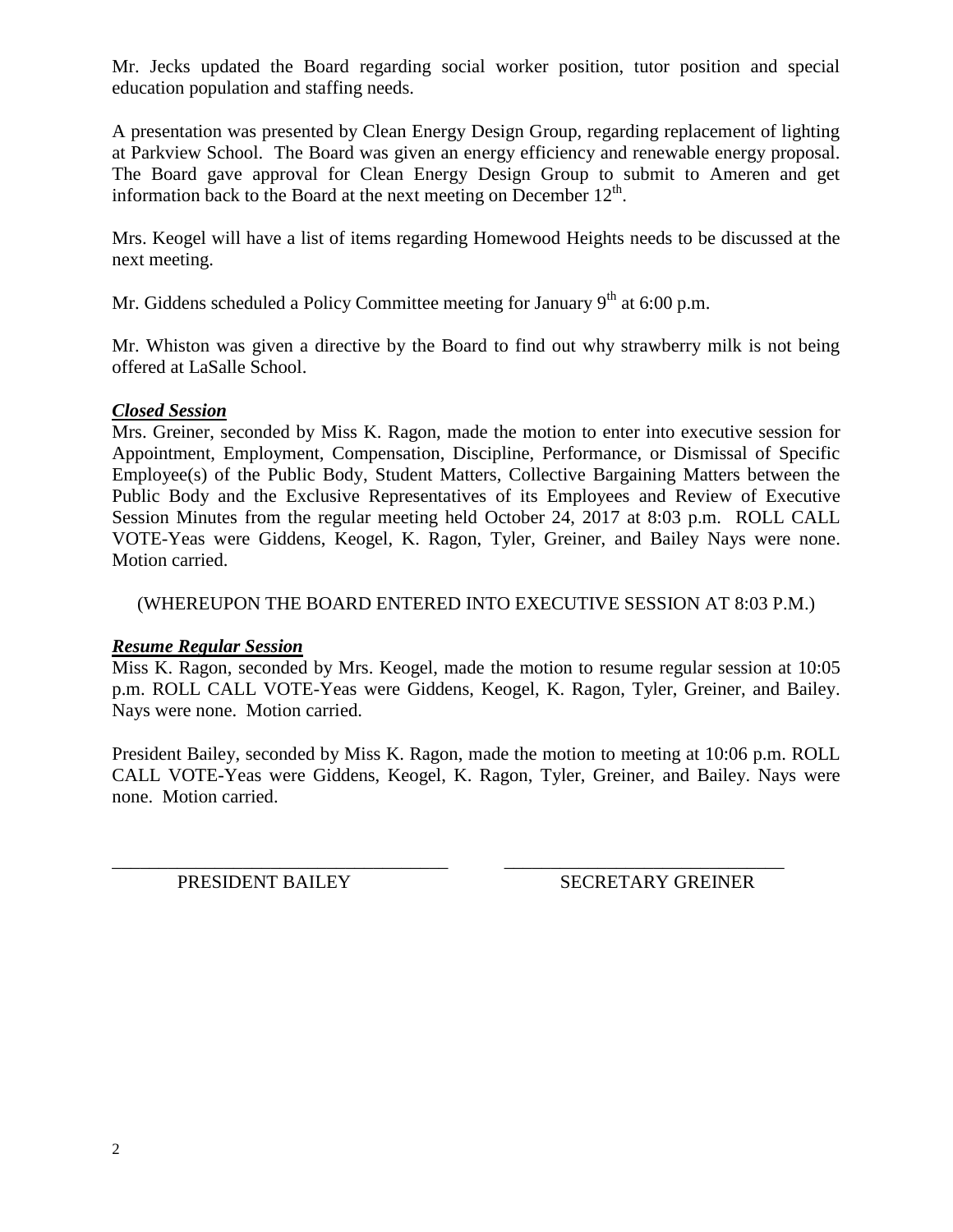Mr. Jecks updated the Board regarding social worker position, tutor position and special education population and staffing needs.

A presentation was presented by Clean Energy Design Group, regarding replacement of lighting at Parkview School. The Board was given an energy efficiency and renewable energy proposal. The Board gave approval for Clean Energy Design Group to submit to Ameren and get information back to the Board at the next meeting on December 12th.

Mrs. Keogel will have a list of items regarding Homewood Heights needs to be discussed at the next meeting.

Mr. Giddens scheduled a Policy Committee meeting for January 9th at 6:00 p.m.

Mr. Whiston was given a directive by the Board to find out why strawberry milk is not being offered at LaSalle School.

***Closed Session***

Mrs. Greiner, seconded by Miss K. Ragon, made the motion to enter into executive session for Appointment, Employment, Compensation, Discipline, Performance, or Dismissal of Specific Employee(s) of the Public Body, Student Matters, Collective Bargaining Matters between the Public Body and the Exclusive Representatives of its Employees and Review of Executive Session Minutes from the regular meeting held October 24, 2017 at 8:03 p.m. ROLL CALL VOTE-Yeas were Giddens, Keogel, K. Ragon, Tyler, Greiner, and Bailey Nays were none. Motion carried.

(WHEREUPON THE BOARD ENTERED INTO EXECUTIVE SESSION AT 8:03 P.M.)

***Resume Regular Session***

Miss K. Ragon, seconded by Mrs. Keogel, made the motion to resume regular session at 10:05 p.m. ROLL CALL VOTE-Yeas were Giddens, Keogel, K. Ragon, Tyler, Greiner, and Bailey. Nays were none. Motion carried.

President Bailey, seconded by Miss K. Ragon, made the motion to meeting at 10:06 p.m. ROLL CALL VOTE-Yeas were Giddens, Keogel, K. Ragon, Tyler, Greiner, and Bailey. Nays were none. Motion carried.

\_\_\_\_\_\_\_\_\_\_\_\_\_\_\_\_\_\_\_\_\_\_\_\_\_\_\_\_\_\_\_\_\_\_\_ \_\_\_\_\_\_\_\_\_\_\_\_\_\_\_\_\_\_\_\_\_\_\_\_\_\_\_\_\_\_\_

PRESIDENT BAILEY SECRETARY GREINER